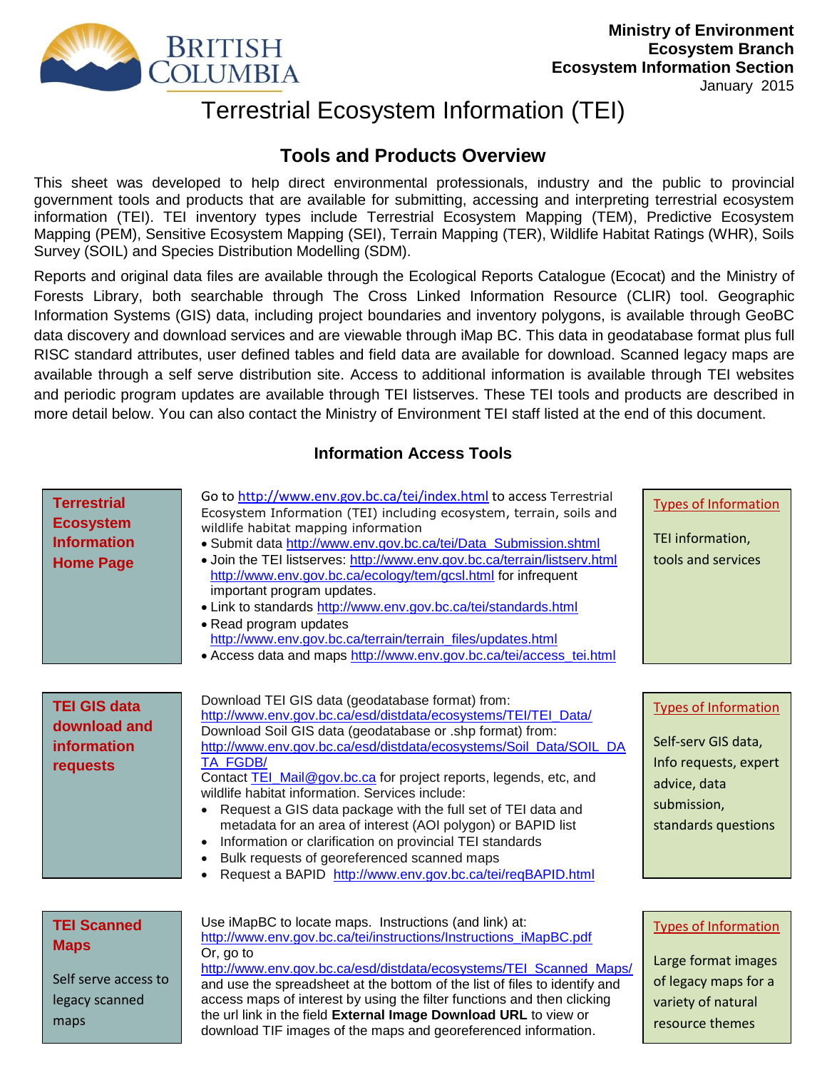**Ministry of Environment**
**Ecosystem Branch**
**Ecosystem Information Section**
January 2015

# Terrestrial Ecosystem Information (TEI)

## Tools and Products Overview

This sheet was developed to help direct environmental professionals, industry and the public to provincial government tools and products that are available for submitting, accessing and interpreting terrestrial ecosystem information (TEI). TEI inventory types include Terrestrial Ecosystem Mapping (TEM), Predictive Ecosystem Mapping (PEM), Sensitive Ecosystem Mapping (SEI), Terrain Mapping (TER), Wildlife Habitat Ratings (WHR), Soils Survey (SOIL) and Species Distribution Modelling (SDM).

Reports and original data files are available through the Ecological Reports Catalogue (Ecocat) and the Ministry of Forests Library, both searchable through The Cross Linked Information Resource (CLIR) tool. Geographic Information Systems (GIS) data, including project boundaries and inventory polygons, is available through GeoBC data discovery and download services and are viewable through iMap BC. This data in geodatabase format plus full RISC standard attributes, user defined tables and field data are available for download. Scanned legacy maps are available through a self serve distribution site. Access to additional information is available through TEI websites and periodic program updates are available through TEI listserves. These TEI tools and products are described in more detail below. You can also contact the Ministry of Environment TEI staff listed at the end of this document.

### Information Access Tools

| Tool | Description | Types of Information |
|---|---|---|
| **Terrestrial Ecosystem Information Home Page** | Go to http://www.env.gov.bc.ca/tei/index.html to access Terrestrial Ecosystem Information (TEI) including ecosystem, terrain, soils and wildlife habitat mapping information<br>• Submit data http://www.env.gov.bc.ca/tei/Data_Submission.shtml<br>• Join the TEI listserves: http://www.env.gov.bc.ca/terrain/listserv.html http://www.env.gov.bc.ca/ecology/tem/gcsl.html for infrequent important program updates.<br>• Link to standards http://www.env.gov.bc.ca/tei/standards.html<br>• Read program updates http://www.env.gov.bc.ca/terrain/terrain_files/updates.html<br>• Access data and maps http://www.env.gov.bc.ca/tei/access_tei.html | TEI information, tools and services |
| **TEI GIS data download and information requests** | Download TEI GIS data (geodatabase format) from: http://www.env.gov.bc.ca/esd/distdata/ecosystems/TEI/TEI_Data/<br>Download Soil GIS data (geodatabase or .shp format) from: http://www.env.gov.bc.ca/esd/distdata/ecosystems/Soil_Data/SOIL_DATA_FGDB/<br>Contact TEI_Mail@gov.bc.ca for project reports, legends, etc, and wildlife habitat information. Services include:<br>• Request a GIS data package with the full set of TEI data and metadata for an area of interest (AOI polygon) or BAPID list<br>• Information or clarification on provincial TEI standards<br>• Bulk requests of georeferenced scanned maps<br>• Request a BAPID http://www.env.gov.bc.ca/tei/reqBAPID.html | Self-serv GIS data, Info requests, expert advice, data submission, standards questions |
| **TEI Scanned Maps**<br><br>Self serve access to legacy scanned maps | Use iMapBC to locate maps. Instructions (and link) at: http://www.env.gov.bc.ca/tei/instructions/Instructions_iMapBC.pdf<br>Or, go to http://www.env.gov.bc.ca/esd/distdata/ecosystems/TEI_Scanned_Maps/ and use the spreadsheet at the bottom of the list of files to identify and access maps of interest by using the filter functions and then clicking the url link in the field **External Image Download URL** to view or download TIF images of the maps and georeferenced information. | Large format images of legacy maps for a variety of natural resource themes |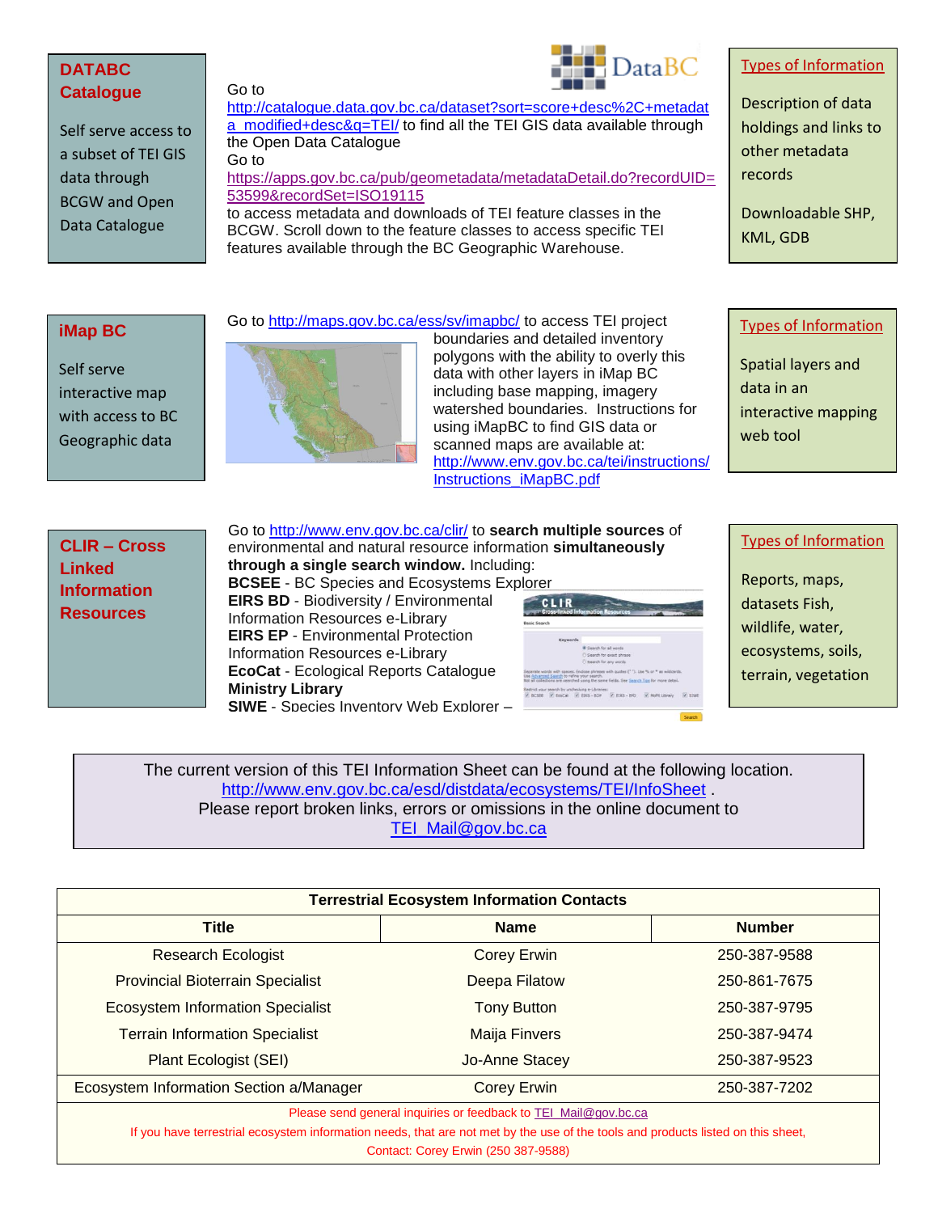## DATABC Catalogue

Self serve access to a subset of TEI GIS data through BCGW and Open Data Catalogue

Go to http://catalogue.data.gov.bc.ca/dataset?sort=score+desc%2C+metadata_modified+desc&q=TEI/ to find all the TEI GIS data available through the Open Data Catalogue

Go to https://apps.gov.bc.ca/pub/geometadata/metadataDetail.do?recordUID=53599&recordSet=ISO19115 to access metadata and downloads of TEI feature classes in the BCGW. Scroll down to the feature classes to access specific TEI features available through the BC Geographic Warehouse.

**Types of Information**

Description of data holdings and links to other metadata records

Downloadable SHP, KML, GDB

## iMap BC

Self serve interactive map with access to BC Geographic data

Go to http://maps.gov.bc.ca/ess/sv/imapbc/ to access TEI project boundaries and detailed inventory polygons with the ability to overly this data with other layers in iMap BC including base mapping, imagery watershed boundaries. Instructions for using iMapBC to find GIS data or scanned maps are available at: http://www.env.gov.bc.ca/tei/instructions/Instructions_iMapBC.pdf

**Types of Information**

Spatial layers and data in an interactive mapping web tool

## CLIR – Cross Linked Information Resources

Go to http://www.env.gov.bc.ca/clir/ to **search multiple sources** of environmental and natural resource information **simultaneously through a single search window.** Including:

**BCSEE** - BC Species and Ecosystems Explorer
**EIRS BD** - Biodiversity / Environmental Information Resources e-Library
**EIRS EP** - Environmental Protection Information Resources e-Library
**EcoCat** - Ecological Reports Catalogue
**Ministry Library**
**SIWE** - Species Inventory Web Explorer –

**Types of Information**

Reports, maps, datasets Fish, wildlife, water, ecosystems, soils, terrain, vegetation

---

The current version of this TEI Information Sheet can be found at the following location. http://www.env.gov.bc.ca/esd/distdata/ecosystems/TEI/InfoSheet .
Please report broken links, errors or omissions in the online document to TEI_Mail@gov.bc.ca

| Terrestrial Ecosystem Information Contacts | | |
|---|---|---|
| **Title** | **Name** | **Number** |
| Research Ecologist | Corey Erwin | 250-387-9588 |
| Provincial Bioterrain Specialist | Deepa Filatow | 250-861-7675 |
| Ecosystem Information Specialist | Tony Button | 250-387-9795 |
| Terrain Information Specialist | Maija Finvers | 250-387-9474 |
| Plant Ecologist (SEI) | Jo-Anne Stacey | 250-387-9523 |
| Ecosystem Information Section a/Manager | Corey Erwin | 250-387-7202 |

Please send general inquiries or feedback to TEI_Mail@gov.bc.ca
If you have terrestrial ecosystem information needs, that are not met by the use of the tools and products listed on this sheet, Contact: Corey Erwin (250 387-9588)